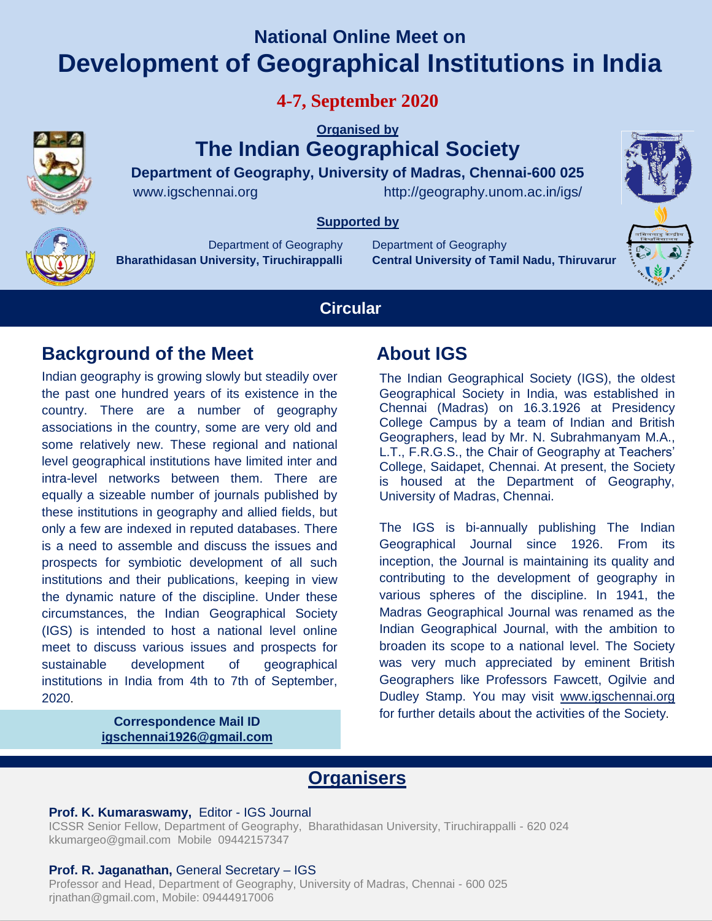## National Online Meet on

# Development of Geographical Institutions in India

**4-7, September 2020**

**Organised by**

## The Indian Geographical Society

**Department of Geography, University of Madras, Chennai-600 025**

www.igschennai.org http://geography.unom.ac.in/igs/

**Supported by**

Department of Geography
**Bharathidasan University, Tiruchirappalli**

Department of Geography
**Central University of Tamil Nadu, Thiruvarur**

**Circular**

## Background of the Meet

Indian geography is growing slowly but steadily over the past one hundred years of its existence in the country. There are a number of geography associations in the country, some are very old and some relatively new. These regional and national level geographical institutions have limited inter and intra-level networks between them. There are equally a sizeable number of journals published by these institutions in geography and allied fields, but only a few are indexed in reputed databases. There is a need to assemble and discuss the issues and prospects for symbiotic development of all such institutions and their publications, keeping in view the dynamic nature of the discipline. Under these circumstances, the Indian Geographical Society (IGS) is intended to host a national level online meet to discuss various issues and prospects for sustainable development of geographical institutions in India from 4th to 7th of September, 2020.

**Correspondence Mail ID**
**igschennai1926@gmail.com**

## About IGS

The Indian Geographical Society (IGS), the oldest Geographical Society in India, was established in Chennai (Madras) on 16.3.1926 at Presidency College Campus by a team of Indian and British Geographers, lead by Mr. N. Subrahmanyam M.A., L.T., F.R.G.S., the Chair of Geography at Teachers' College, Saidapet, Chennai. At present, the Society is housed at the Department of Geography, University of Madras, Chennai.

The IGS is bi-annually publishing The Indian Geographical Journal since 1926. From its inception, the Journal is maintaining its quality and contributing to the development of geography in various spheres of the discipline. In 1941, the Madras Geographical Journal was renamed as the Indian Geographical Journal, with the ambition to broaden its scope to a national level. The Society was very much appreciated by eminent British Geographers like Professors Fawcett, Ogilvie and Dudley Stamp. You may visit www.igschennai.org for further details about the activities of the Society.

## Organisers

**Prof. K. Kumaraswamy,** Editor - IGS Journal
ICSSR Senior Fellow, Department of Geography, Bharathidasan University, Tiruchirappalli - 620 024
kkumargeo@gmail.com Mobile 09442157347

**Prof. R. Jaganathan,** General Secretary – IGS
Professor and Head, Department of Geography, University of Madras, Chennai - 600 025
rjnathan@gmail.com, Mobile: 09444917006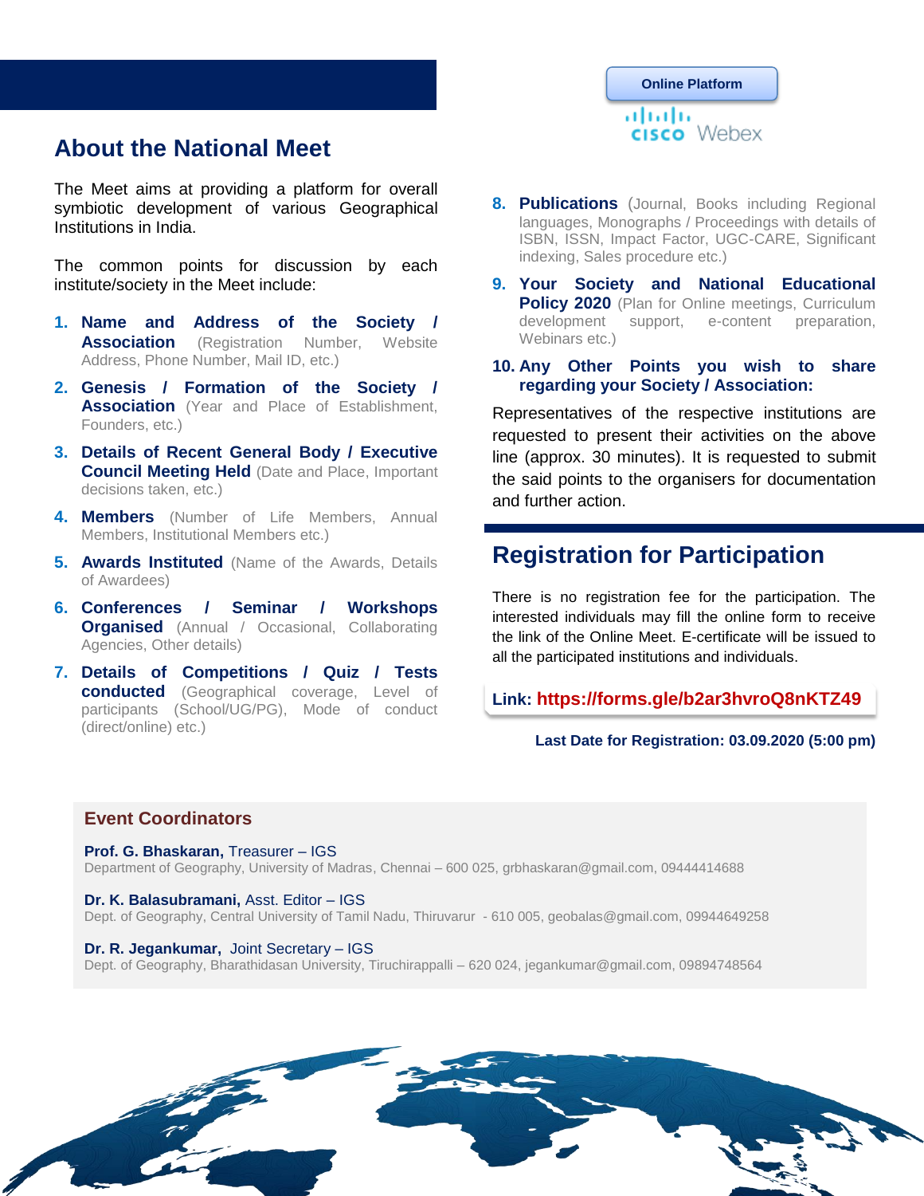## About the National Meet

The Meet aims at providing a platform for overall symbiotic development of various Geographical Institutions in India.

The common points for discussion by each institute/society in the Meet include:

1. **Name and Address of the Society / Association** (Registration Number, Website Address, Phone Number, Mail ID, etc.)
2. **Genesis / Formation of the Society / Association** (Year and Place of Establishment, Founders, etc.)
3. **Details of Recent General Body / Executive Council Meeting Held** (Date and Place, Important decisions taken, etc.)
4. **Members** (Number of Life Members, Annual Members, Institutional Members etc.)
5. **Awards Instituted** (Name of the Awards, Details of Awardees)
6. **Conferences / Seminar / Workshops Organised** (Annual / Occasional, Collaborating Agencies, Other details)
7. **Details of Competitions / Quiz / Tests conducted** (Geographical coverage, Level of participants (School/UG/PG), Mode of conduct (direct/online) etc.)
8. **Publications** (Journal, Books including Regional languages, Monographs / Proceedings with details of ISBN, ISSN, Impact Factor, UGC-CARE, Significant indexing, Sales procedure etc.)
9. **Your Society and National Educational Policy 2020** (Plan for Online meetings, Curriculum development support, e-content preparation, Webinars etc.)
10. **Any Other Points you wish to share regarding your Society / Association:**

Representatives of the respective institutions are requested to present their activities on the above line (approx. 30 minutes). It is requested to submit the said points to the organisers for documentation and further action.

**Online Platform**

Cisco Webex

## Registration for Participation

There is no registration fee for the participation. The interested individuals may fill the online form to receive the link of the Online Meet. E-certificate will be issued to all the participated institutions and individuals.

**Link: https://forms.gle/b2ar3hvroQ8nKTZ49**

**Last Date for Registration: 03.09.2020 (5:00 pm)**

### Event Coordinators

**Prof. G. Bhaskaran,** Treasurer – IGS
Department of Geography, University of Madras, Chennai – 600 025, grbhaskaran@gmail.com, 09444414688

**Dr. K. Balasubramani,** Asst. Editor – IGS
Dept. of Geography, Central University of Tamil Nadu, Thiruvarur - 610 005, geobalas@gmail.com, 09944649258

**Dr. R. Jegankumar,** Joint Secretary – IGS
Dept. of Geography, Bharathidasan University, Tiruchirappalli – 620 024, jegankumar@gmail.com, 09894748564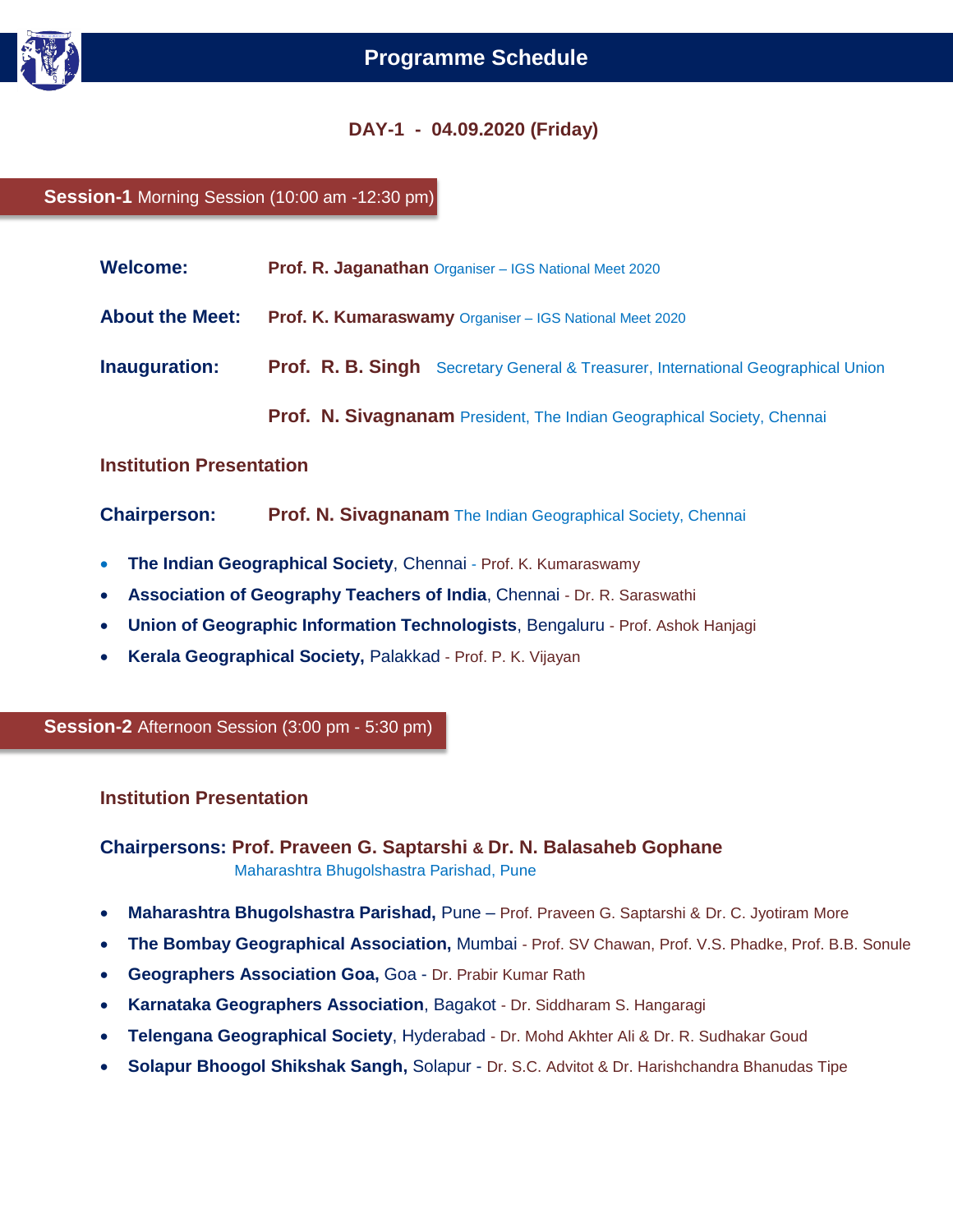# Programme Schedule

## DAY-1 - 04.09.2020 (Friday)

### Session-1 Morning Session (10:00 am -12:30 pm)

**Welcome:** **Prof. R. Jaganathan** Organiser – IGS National Meet 2020

**About the Meet:** **Prof. K. Kumaraswamy** Organiser – IGS National Meet 2020

**Inauguration:** **Prof. R. B. Singh** Secretary General & Treasurer, International Geographical Union

**Prof. N. Sivagnanam** President, The Indian Geographical Society, Chennai

**Institution Presentation**

**Chairperson:** **Prof. N. Sivagnanam** The Indian Geographical Society, Chennai

- **The Indian Geographical Society**, Chennai - Prof. K. Kumaraswamy
- **Association of Geography Teachers of India**, Chennai - Dr. R. Saraswathi
- **Union of Geographic Information Technologists**, Bengaluru - Prof. Ashok Hanjagi
- **Kerala Geographical Society,** Palakkad - Prof. P. K. Vijayan

### Session-2 Afternoon Session (3:00 pm - 5:30 pm)

**Institution Presentation**

**Chairpersons: Prof. Praveen G. Saptarshi & Dr. N. Balasaheb Gophane**
Maharashtra Bhugolshastra Parishad, Pune

- **Maharashtra Bhugolshastra Parishad,** Pune – Prof. Praveen G. Saptarshi & Dr. C. Jyotiram More
- **The Bombay Geographical Association,** Mumbai - Prof. SV Chawan, Prof. V.S. Phadke, Prof. B.B. Sonule
- **Geographers Association Goa,** Goa - Dr. Prabir Kumar Rath
- **Karnataka Geographers Association**, Bagakot - Dr. Siddharam S. Hangaragi
- **Telengana Geographical Society**, Hyderabad - Dr. Mohd Akhter Ali & Dr. R. Sudhakar Goud
- **Solapur Bhoogol Shikshak Sangh,** Solapur - Dr. S.C. Advitot & Dr. Harishchandra Bhanudas Tipe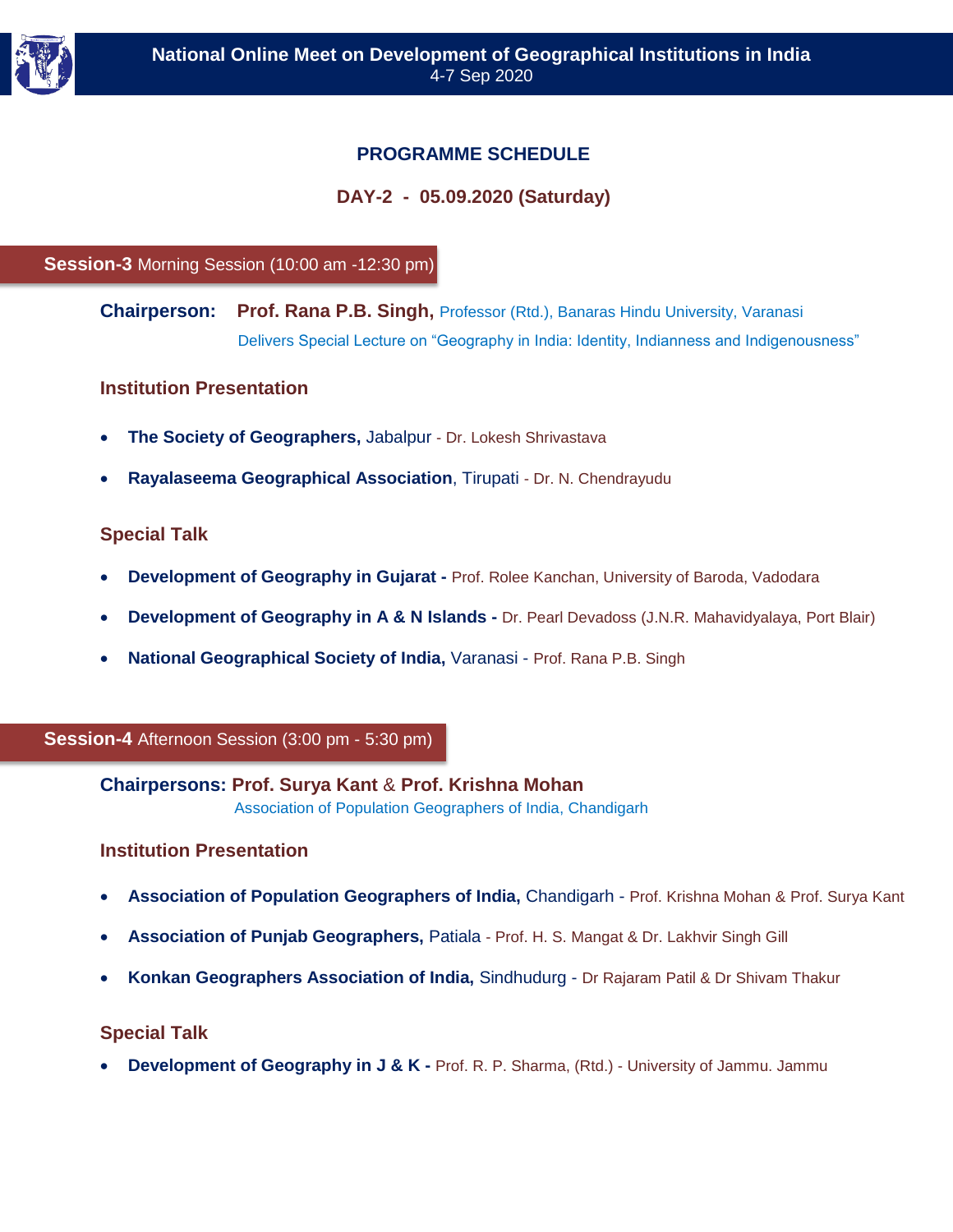# PROGRAMME SCHEDULE

## DAY-2 - 05.09.2020 (Saturday)

### Session-3 Morning Session (10:00 am -12:30 pm)

**Chairperson:** **Prof. Rana P.B. Singh,** Professor (Rtd.), Banaras Hindu University, Varanasi
Delivers Special Lecture on "Geography in India: Identity, Indianness and Indigenousness"

#### Institution Presentation

- **The Society of Geographers,** Jabalpur - Dr. Lokesh Shrivastava
- **Rayalaseema Geographical Association**, Tirupati - Dr. N. Chendrayudu

#### Special Talk

- **Development of Geography in Gujarat -** Prof. Rolee Kanchan, University of Baroda, Vadodara
- **Development of Geography in A & N Islands -** Dr. Pearl Devadoss (J.N.R. Mahavidyalaya, Port Blair)
- **National Geographical Society of India,** Varanasi - Prof. Rana P.B. Singh

### Session-4 Afternoon Session (3:00 pm - 5:30 pm)

**Chairpersons:** **Prof. Surya Kant** & **Prof. Krishna Mohan**
Association of Population Geographers of India, Chandigarh

#### Institution Presentation

- **Association of Population Geographers of India,** Chandigarh - Prof. Krishna Mohan & Prof. Surya Kant
- **Association of Punjab Geographers,** Patiala - Prof. H. S. Mangat & Dr. Lakhvir Singh Gill
- **Konkan Geographers Association of India,** Sindhudurg - Dr Rajaram Patil & Dr Shivam Thakur

#### Special Talk

- **Development of Geography in J & K -** Prof. R. P. Sharma, (Rtd.) - University of Jammu. Jammu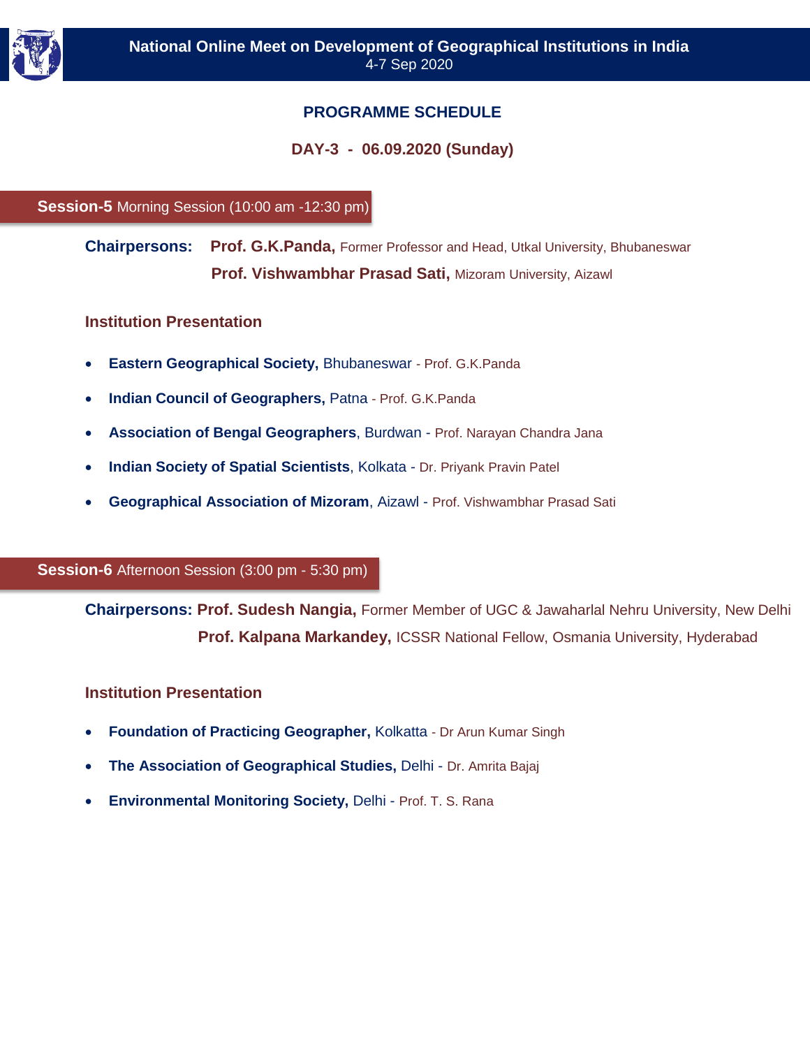# National Online Meet on Development of Geographical Institutions in India

4-7 Sep 2020

## PROGRAMME SCHEDULE

### DAY-3 - 06.09.2020 (Sunday)

### Session-5 Morning Session (10:00 am -12:30 pm)

**Chairpersons:** **Prof. G.K.Panda,** Former Professor and Head, Utkal University, Bhubaneswar

**Prof. Vishwambhar Prasad Sati,** Mizoram University, Aizawl

**Institution Presentation**

- **Eastern Geographical Society,** Bhubaneswar - Prof. G.K.Panda
- **Indian Council of Geographers,** Patna - Prof. G.K.Panda
- **Association of Bengal Geographers**, Burdwan - Prof. Narayan Chandra Jana
- **Indian Society of Spatial Scientists**, Kolkata - Dr. Priyank Pravin Patel
- **Geographical Association of Mizoram**, Aizawl - Prof. Vishwambhar Prasad Sati

### Session-6 Afternoon Session (3:00 pm - 5:30 pm)

**Chairpersons:** **Prof. Sudesh Nangia,** Former Member of UGC & Jawaharlal Nehru University, New Delhi

**Prof. Kalpana Markandey,** ICSSR National Fellow, Osmania University, Hyderabad

**Institution Presentation**

- **Foundation of Practicing Geographer,** Kolkatta - Dr Arun Kumar Singh
- **The Association of Geographical Studies,** Delhi - Dr. Amrita Bajaj
- **Environmental Monitoring Society,** Delhi - Prof. T. S. Rana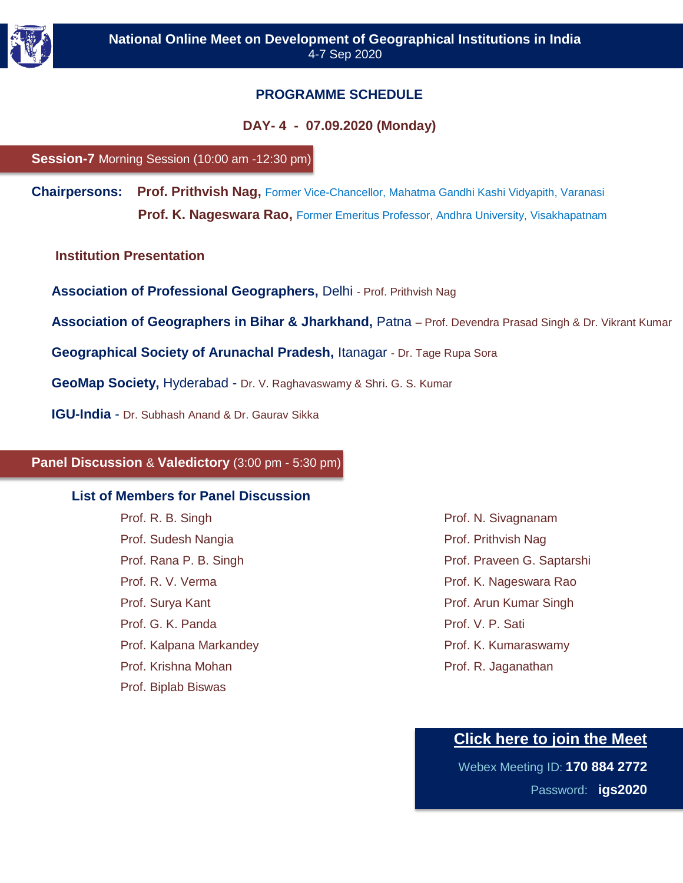National Online Meet on Development of Geographical Institutions in India
4-7 Sep 2020

## PROGRAMME SCHEDULE

### DAY- 4 - 07.09.2020 (Monday)

**Session-7** Morning Session (10:00 am -12:30 pm)

**Chairpersons:** **Prof. Prithvish Nag,** Former Vice-Chancellor, Mahatma Gandhi Kashi Vidyapith, Varanasi
**Prof. K. Nageswara Rao,** Former Emeritus Professor, Andhra University, Visakhapatnam

**Institution Presentation**

**Association of Professional Geographers,** Delhi - Prof. Prithvish Nag

**Association of Geographers in Bihar & Jharkhand,** Patna – Prof. Devendra Prasad Singh & Dr. Vikrant Kumar

**Geographical Society of Arunachal Pradesh,** Itanagar - Dr. Tage Rupa Sora

**GeoMap Society,** Hyderabad - Dr. V. Raghavaswamy & Shri. G. S. Kumar

**IGU-India** - Dr. Subhash Anand & Dr. Gaurav Sikka

**Panel Discussion** & **Valedictory** (3:00 pm - 5:30 pm)

**List of Members for Panel Discussion**

- Prof. R. B. Singh
- Prof. Sudesh Nangia
- Prof. Rana P. B. Singh
- Prof. R. V. Verma
- Prof. Surya Kant
- Prof. G. K. Panda
- Prof. Kalpana Markandey
- Prof. Krishna Mohan
- Prof. Biplab Biswas
- Prof. N. Sivagnanam
- Prof. Prithvish Nag
- Prof. Praveen G. Saptarshi
- Prof. K. Nageswara Rao
- Prof. Arun Kumar Singh
- Prof. V. P. Sati
- Prof. K. Kumaraswamy
- Prof. R. Jaganathan

**Click here to join the Meet**

Webex Meeting ID: **170 884 2772**

Password: **igs2020**